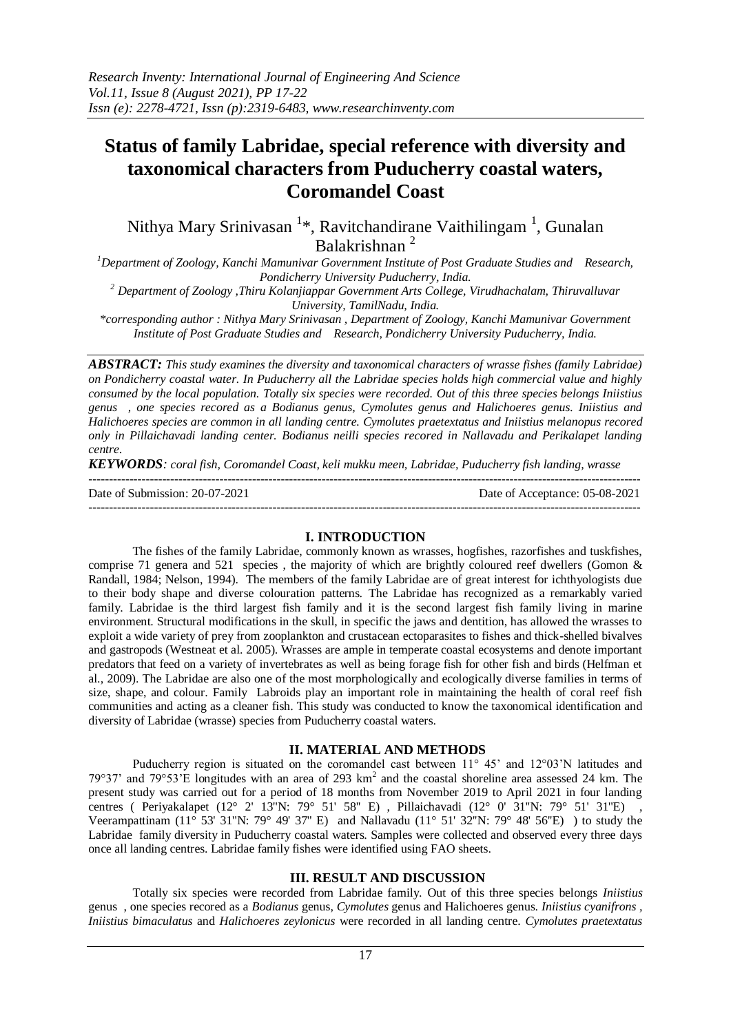# Status of family Labridae, special reference with diversity and taxonomical characters from Puducherry coastal waters, Coromandel Coast

Nithya Mary Srinivasan [1]*, Ravitchandirane Vaithilingam [1], Gunalan Balakrishnan [2]

[1]Department of Zoology, Kanchi Mamunivar Government Institute of Post Graduate Studies and Research, Pondicherry University Puducherry, India.

[2] Department of Zoology ,Thiru Kolanjiappar Government Arts College, Virudhachalam, Thiruvalluvar University, TamilNadu, India.

*corresponding author : Nithya Mary Srinivasan , Department of Zoology, Kanchi Mamunivar Government Institute of Post Graduate Studies and Research, Pondicherry University Puducherry, India.

***ABSTRACT:*** *This study examines the diversity and taxonomical characters of wrasse fishes (family Labridae) on Pondicherry coastal water. In Puducherry all the Labridae species holds high commercial value and highly consumed by the local population. Totally six species were recorded. Out of this three species belongs Iniistius genus , one species recored as a Bodianus genus, Cymolutes genus and Halichoeres genus. Iniistius and Halichoeres species are common in all landing centre. Cymolutes praetextatus and Iniistius melanopus recored only in Pillaichavadi landing center. Bodianus neilli species recored in Nallavadu and Perikalapet landing centre.*

***KEYWORDS****: coral fish, Coromandel Coast, keli mukku meen, Labridae, Puducherry fish landing, wrasse*

Date of Submission: 20-07-2021 Date of Acceptance: 05-08-2021

## I. INTRODUCTION

The fishes of the family Labridae, commonly known as wrasses, hogfishes, razorfishes and tuskfishes, comprise 71 genera and 521 species , the majority of which are brightly coloured reef dwellers (Gomon & Randall, 1984; Nelson, 1994). The members of the family Labridae are of great interest for ichthyologists due to their body shape and diverse colouration patterns. The Labridae has recognized as a remarkably varied family. Labridae is the third largest fish family and it is the second largest fish family living in marine environment. Structural modifications in the skull, in specific the jaws and dentition, has allowed the wrasses to exploit a wide variety of prey from zooplankton and crustacean ectoparasites to fishes and thick-shelled bivalves and gastropods (Westneat et al. 2005). Wrasses are ample in temperate coastal ecosystems and denote important predators that feed on a variety of invertebrates as well as being forage fish for other fish and birds (Helfman et al., 2009). The Labridae are also one of the most morphologically and ecologically diverse families in terms of size, shape, and colour. Family Labroids play an important role in maintaining the health of coral reef fish communities and acting as a cleaner fish. This study was conducted to know the taxonomical identification and diversity of Labridae (wrasse) species from Puducherry coastal waters.

## II. MATERIAL AND METHODS

Puducherry region is situated on the coromandel cast between 11° 45’ and 12°03’N latitudes and 79°37’ and 79°53’E longitudes with an area of 293 km$^2$ and the coastal shoreline area assessed 24 km. The present study was carried out for a period of 18 months from November 2019 to April 2021 in four landing centres ( Periyakalapet (12° 2' 13"N: 79° 51' 58" E) , Pillaichavadi (12° 0' 31"N: 79° 51' 31"E) , Veerampattinam (11° 53' 31"N: 79° 49' 37" E) and Nallavadu (11° 51' 32"N: 79° 48' 56"E) ) to study the Labridae family diversity in Puducherry coastal waters. Samples were collected and observed every three days once all landing centres. Labridae family fishes were identified using FAO sheets.

## III. RESULT AND DISCUSSION

Totally six species were recorded from Labridae family. Out of this three species belongs *Iniistius* genus , one species recored as a *Bodianus* genus, *Cymolutes* genus and Halichoeres genus. *Iniistius cyanifrons , Iniistius bimaculatus* and *Halichoeres zeylonicus* were recorded in all landing centre. *Cymolutes praetextatus*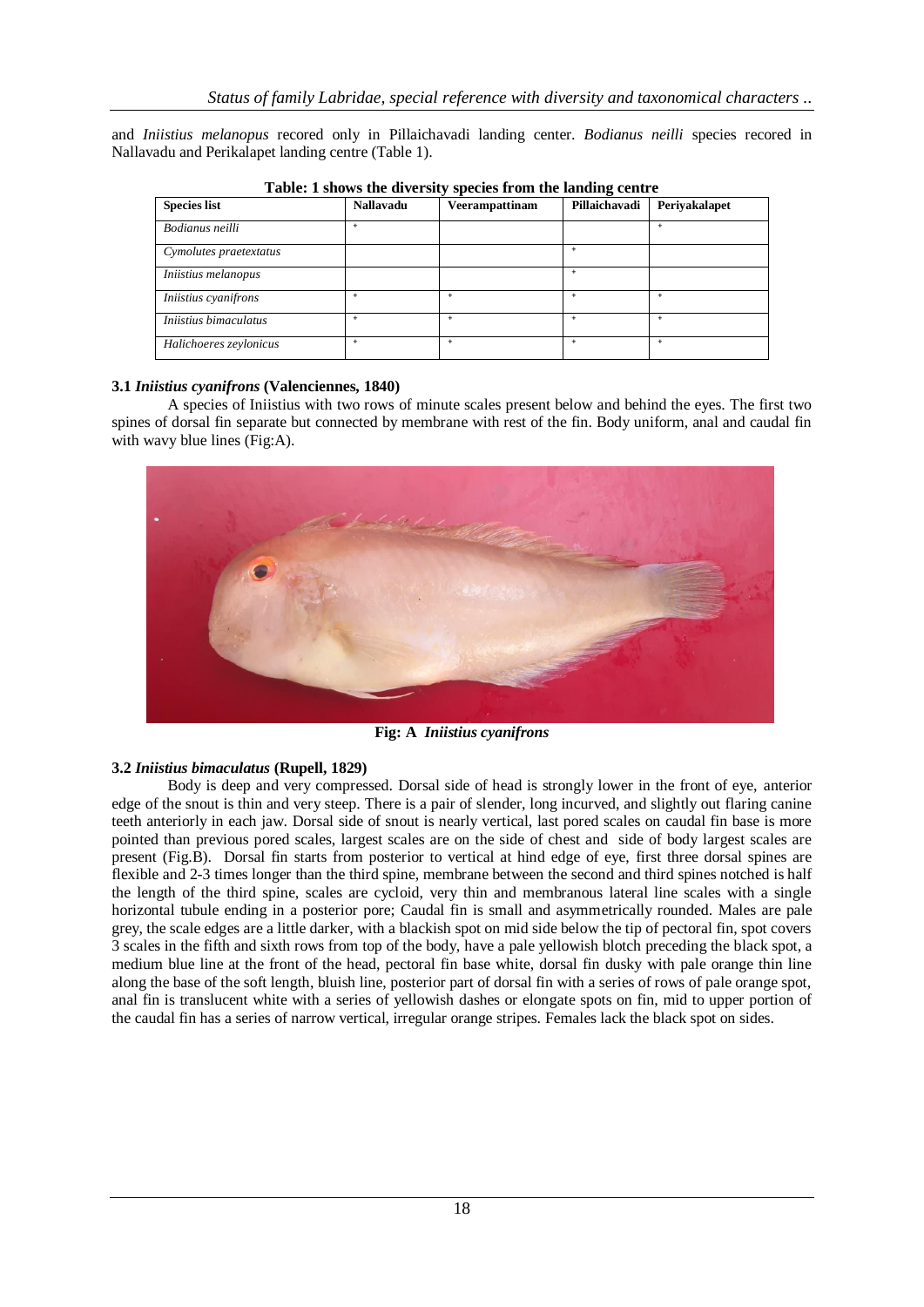and *Iniistius melanopus* recored only in Pillaichavadi landing center. *Bodianus neilli* species recored in Nallavadu and Perikalapet landing centre (Table 1).

**Table: 1 shows the diversity species from the landing centre**

| Species list | Nallavadu | Veerampattinam | Pillaichavadi | Periyakalapet |
|---|---|---|---|---|
| *Bodianus neilli* | + | | | + |
| *Cymolutes praetextatus* | | | + | |
| *Iniistius melanopus* | | | + | |
| *Iniistius cyanifrons* | + | + | + | + |
| *Iniistius bimaculatus* | + | + | + | + |
| *Halichoeres zeylonicus* | + | + | + | + |

### 3.1 *Iniistius cyanifrons* (Valenciennes, 1840)

A species of Iniistius with two rows of minute scales present below and behind the eyes. The first two spines of dorsal fin separate but connected by membrane with rest of the fin. Body uniform, anal and caudal fin with wavy blue lines (Fig:A).

**Fig: A** *Iniistius cyanifrons*

### 3.2 *Iniistius bimaculatus* (Rupell, 1829)

Body is deep and very compressed. Dorsal side of head is strongly lower in the front of eye, anterior edge of the snout is thin and very steep. There is a pair of slender, long incurved, and slightly out flaring canine teeth anteriorly in each jaw. Dorsal side of snout is nearly vertical, last pored scales on caudal fin base is more pointed than previous pored scales, largest scales are on the side of chest and side of body largest scales are present (Fig.B). Dorsal fin starts from posterior to vertical at hind edge of eye, first three dorsal spines are flexible and 2-3 times longer than the third spine, membrane between the second and third spines notched is half the length of the third spine, scales are cycloid, very thin and membranous lateral line scales with a single horizontal tubule ending in a posterior pore; Caudal fin is small and asymmetrically rounded. Males are pale grey, the scale edges are a little darker, with a blackish spot on mid side below the tip of pectoral fin, spot covers 3 scales in the fifth and sixth rows from top of the body, have a pale yellowish blotch preceding the black spot, a medium blue line at the front of the head, pectoral fin base white, dorsal fin dusky with pale orange thin line along the base of the soft length, bluish line, posterior part of dorsal fin with a series of rows of pale orange spot, anal fin is translucent white with a series of yellowish dashes or elongate spots on fin, mid to upper portion of the caudal fin has a series of narrow vertical, irregular orange stripes. Females lack the black spot on sides.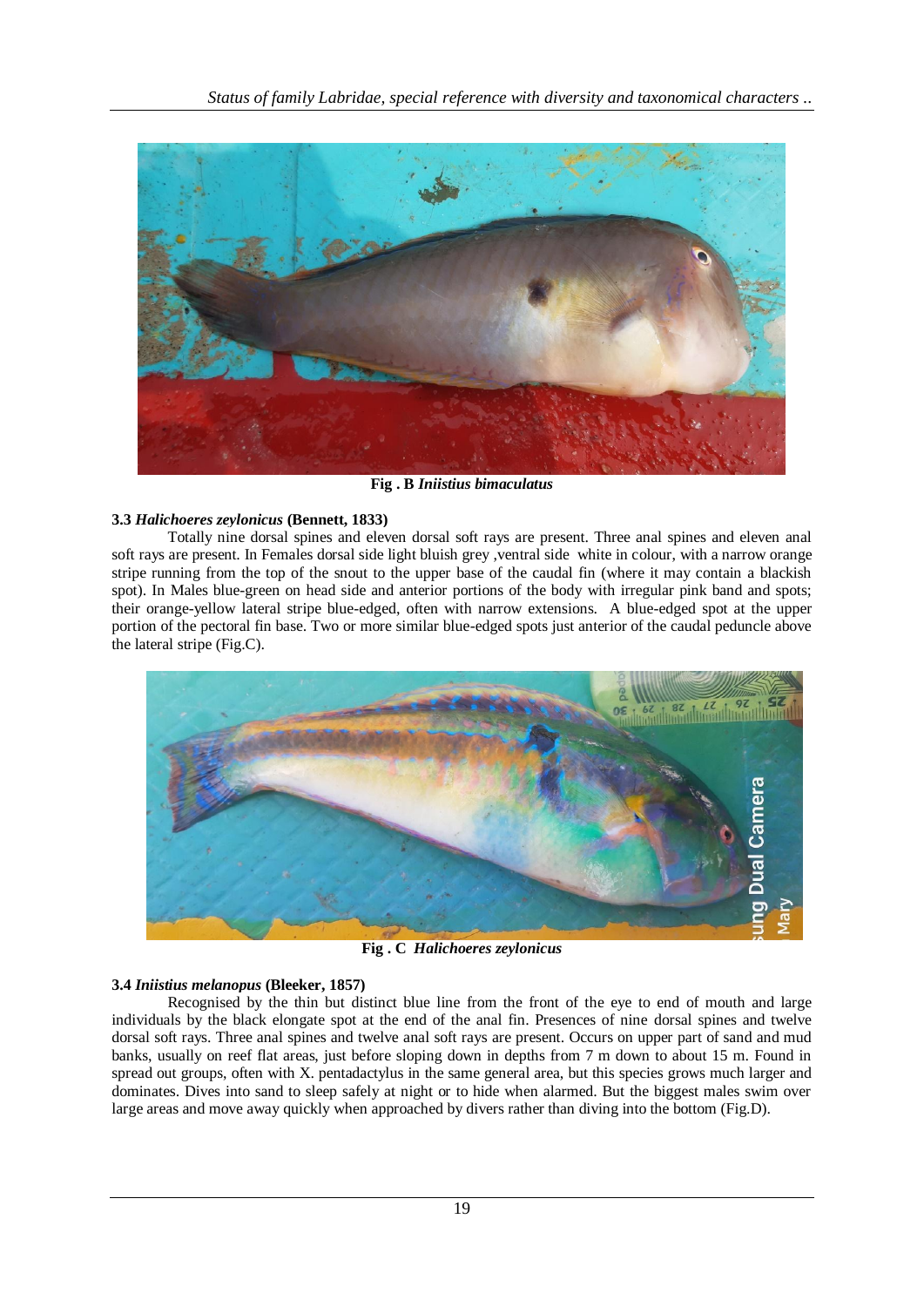**Fig . B** ***Iniistius bimaculatus***

### 3.3 *Halichoeres zeylonicus* (Bennett, 1833)

Totally nine dorsal spines and eleven dorsal soft rays are present. Three anal spines and eleven anal soft rays are present. In Females dorsal side light bluish grey ,ventral side white in colour, with a narrow orange stripe running from the top of the snout to the upper base of the caudal fin (where it may contain a blackish spot). In Males blue-green on head side and anterior portions of the body with irregular pink band and spots; their orange-yellow lateral stripe blue-edged, often with narrow extensions. A blue-edged spot at the upper portion of the pectoral fin base. Two or more similar blue-edged spots just anterior of the caudal peduncle above the lateral stripe (Fig.C).

**Fig . C** ***Halichoeres zeylonicus***

### 3.4 *Iniistius melanopus* (Bleeker, 1857)

Recognised by the thin but distinct blue line from the front of the eye to end of mouth and large individuals by the black elongate spot at the end of the anal fin. Presences of nine dorsal spines and twelve dorsal soft rays. Three anal spines and twelve anal soft rays are present. Occurs on upper part of sand and mud banks, usually on reef flat areas, just before sloping down in depths from 7 m down to about 15 m. Found in spread out groups, often with X. pentadactylus in the same general area, but this species grows much larger and dominates. Dives into sand to sleep safely at night or to hide when alarmed. But the biggest males swim over large areas and move away quickly when approached by divers rather than diving into the bottom (Fig.D).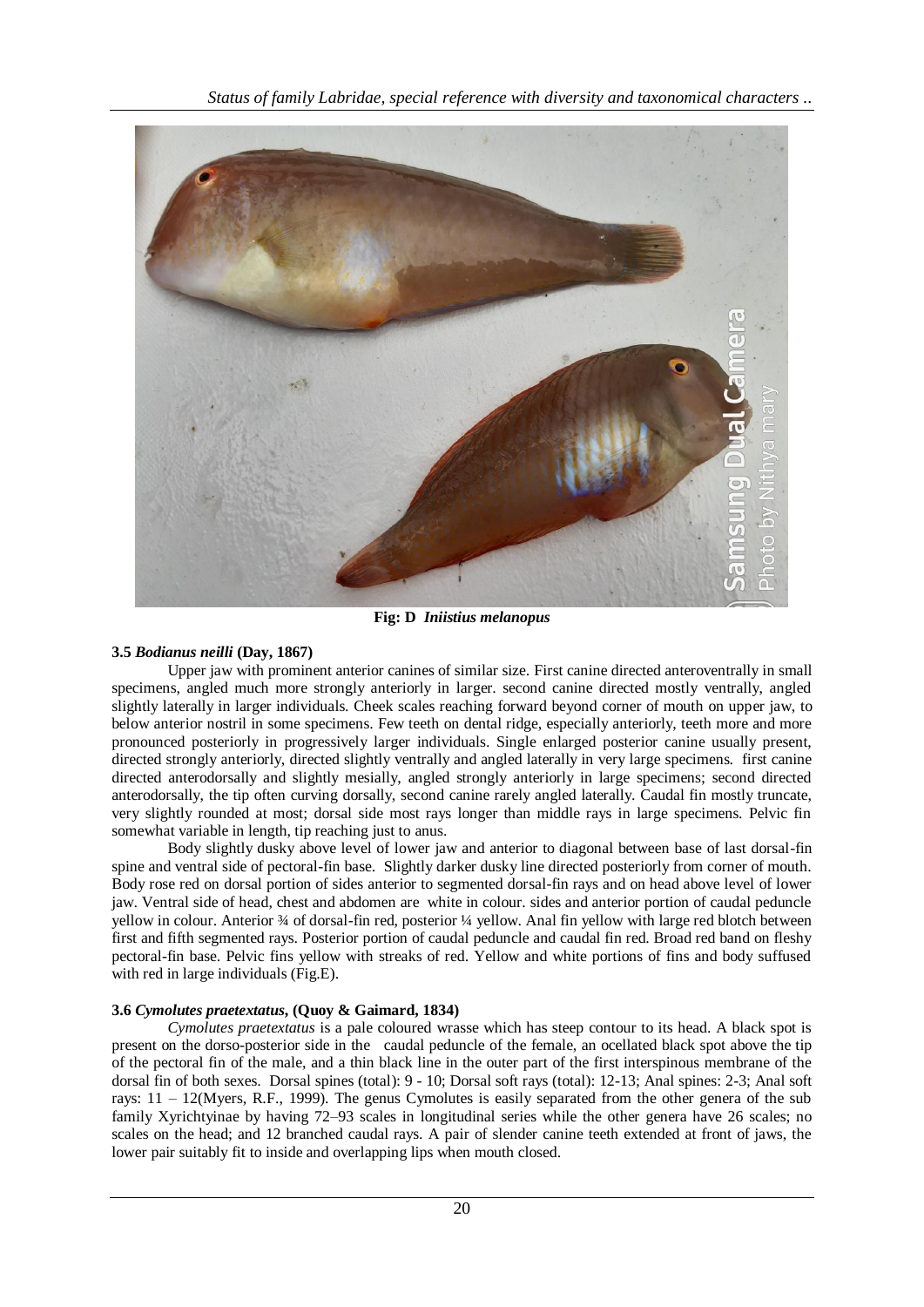**Fig: D** ***Iniistius melanopus***

### 3.5 *Bodianus neilli* (Day, 1867)

Upper jaw with prominent anterior canines of similar size. First canine directed anteroventrally in small specimens, angled much more strongly anteriorly in larger. second canine directed mostly ventrally, angled slightly laterally in larger individuals. Cheek scales reaching forward beyond corner of mouth on upper jaw, to below anterior nostril in some specimens. Few teeth on dental ridge, especially anteriorly, teeth more and more pronounced posteriorly in progressively larger individuals. Single enlarged posterior canine usually present, directed strongly anteriorly, directed slightly ventrally and angled laterally in very large specimens. first canine directed anterodorsally and slightly mesially, angled strongly anteriorly in large specimens; second directed anterodorsally, the tip often curving dorsally, second canine rarely angled laterally. Caudal fin mostly truncate, very slightly rounded at most; dorsal side most rays longer than middle rays in large specimens. Pelvic fin somewhat variable in length, tip reaching just to anus.

Body slightly dusky above level of lower jaw and anterior to diagonal between base of last dorsal-fin spine and ventral side of pectoral-fin base. Slightly darker dusky line directed posteriorly from corner of mouth. Body rose red on dorsal portion of sides anterior to segmented dorsal-fin rays and on head above level of lower jaw. Ventral side of head, chest and abdomen are white in colour. sides and anterior portion of caudal peduncle yellow in colour. Anterior ¾ of dorsal-fin red, posterior ¼ yellow. Anal fin yellow with large red blotch between first and fifth segmented rays. Posterior portion of caudal peduncle and caudal fin red. Broad red band on fleshy pectoral-fin base. Pelvic fins yellow with streaks of red. Yellow and white portions of fins and body suffused with red in large individuals (Fig.E).

### 3.6 *Cymolutes praetextatus*, (Quoy & Gaimard, 1834)

*Cymolutes praetextatus* is a pale coloured wrasse which has steep contour to its head. A black spot is present on the dorso-posterior side in the caudal peduncle of the female, an ocellated black spot above the tip of the pectoral fin of the male, and a thin black line in the outer part of the first interspinous membrane of the dorsal fin of both sexes. Dorsal spines (total): 9 - 10; Dorsal soft rays (total): 12-13; Anal spines: 2-3; Anal soft rays: 11 – 12(Myers, R.F., 1999). The genus Cymolutes is easily separated from the other genera of the sub family Xyrichtyinae by having 72–93 scales in longitudinal series while the other genera have 26 scales; no scales on the head; and 12 branched caudal rays. A pair of slender canine teeth extended at front of jaws, the lower pair suitably fit to inside and overlapping lips when mouth closed.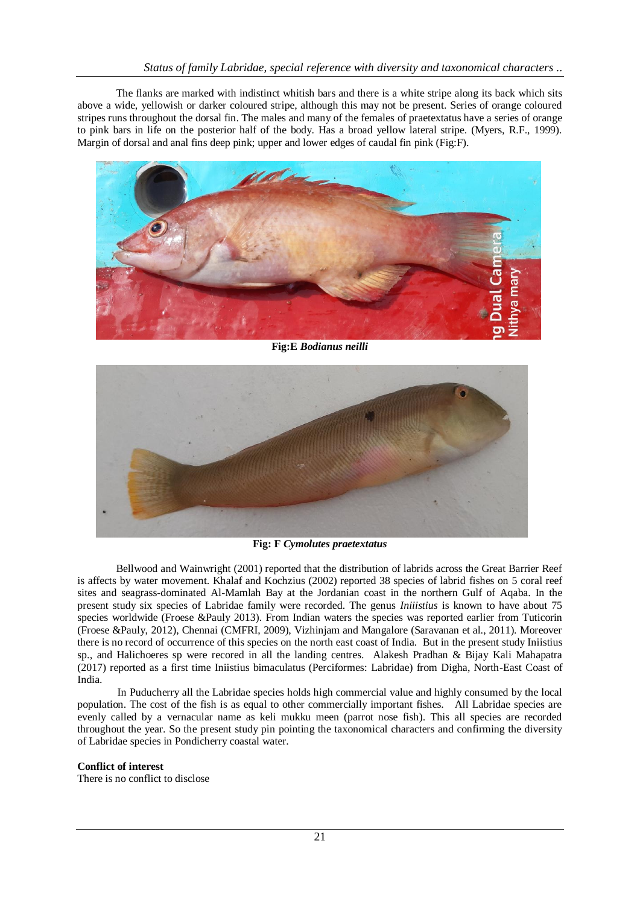The flanks are marked with indistinct whitish bars and there is a white stripe along its back which sits above a wide, yellowish or darker coloured stripe, although this may not be present. Series of orange coloured stripes runs throughout the dorsal fin. The males and many of the females of praetextatus have a series of orange to pink bars in life on the posterior half of the body. Has a broad yellow lateral stripe. (Myers, R.F., 1999). Margin of dorsal and anal fins deep pink; upper and lower edges of caudal fin pink (Fig:F).

**Fig:E** ***Bodianus neilli***

**Fig: F** ***Cymolutes praetextatus***

Bellwood and Wainwright (2001) reported that the distribution of labrids across the Great Barrier Reef is affects by water movement. Khalaf and Kochzius (2002) reported 38 species of labrid fishes on 5 coral reef sites and seagrass-dominated Al-Mamlah Bay at the Jordanian coast in the northern Gulf of Aqaba. In the present study six species of Labridae family were recorded. The genus *Iniistius* is known to have about 75 species worldwide (Froese &Pauly 2013). From Indian waters the species was reported earlier from Tuticorin (Froese &Pauly, 2012), Chennai (CMFRI, 2009), Vizhinjam and Mangalore (Saravanan et al., 2011). Moreover there is no record of occurrence of this species on the north east coast of India. But in the present study Iniistius sp., and Halichoeres sp were recored in all the landing centres. Alakesh Pradhan & Bijay Kali Mahapatra (2017) reported as a first time Iniistius bimaculatus (Perciformes: Labridae) from Digha, North-East Coast of India.

In Puducherry all the Labridae species holds high commercial value and highly consumed by the local population. The cost of the fish is as equal to other commercially important fishes. All Labridae species are evenly called by a vernacular name as keli mukku meen (parrot nose fish). This all species are recorded throughout the year. So the present study pin pointing the taxonomical characters and confirming the diversity of Labridae species in Pondicherry coastal water.

**Conflict of interest**

There is no conflict to disclose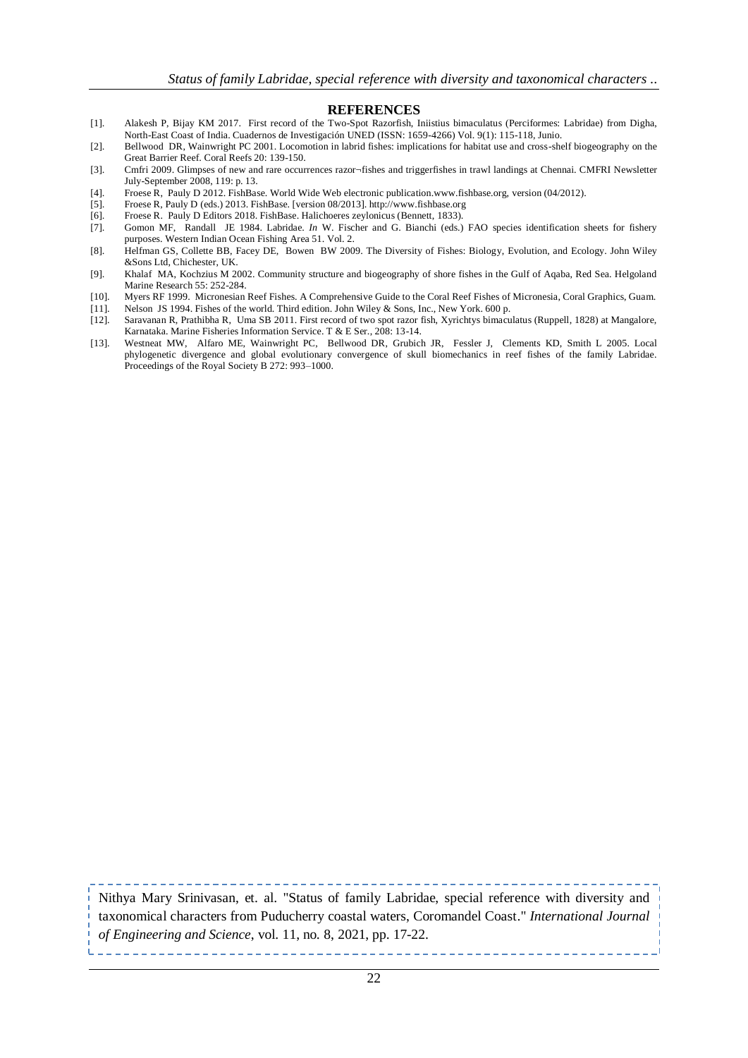## REFERENCES

[1]. Alakesh P, Bijay KM 2017. First record of the Two-Spot Razorfish, Iniistius bimaculatus (Perciformes: Labridae) from Digha, North-East Coast of India. Cuadernos de Investigación UNED (ISSN: 1659-4266) Vol. 9(1): 115-118, Junio.

[2]. Bellwood DR, Wainwright PC 2001. Locomotion in labrid fishes: implications for habitat use and cross-shelf biogeography on the Great Barrier Reef. Coral Reefs 20: 139-150.

[3]. Cmfri 2009. Glimpses of new and rare occurrences razor¬fishes and triggerfishes in trawl landings at Chennai. CMFRI Newsletter July-September 2008, 119: p. 13.

[4]. Froese R, Pauly D 2012. FishBase. World Wide Web electronic publication.www.fishbase.org, version (04/2012).

[5]. Froese R, Pauly D (eds.) 2013. FishBase. [version 08/2013]. http://www.fishbase.org

[6]. Froese R. Pauly D Editors 2018. FishBase. Halichoeres zeylonicus (Bennett, 1833).

[7]. Gomon MF, Randall JE 1984. Labridae. *In* W. Fischer and G. Bianchi (eds.) FAO species identification sheets for fishery purposes. Western Indian Ocean Fishing Area 51. Vol. 2.

[8]. Helfman GS, Collette BB, Facey DE, Bowen BW 2009. The Diversity of Fishes: Biology, Evolution, and Ecology. John Wiley &Sons Ltd, Chichester, UK.

[9]. Khalaf MA, Kochzius M 2002. Community structure and biogeography of shore fishes in the Gulf of Aqaba, Red Sea. Helgoland Marine Research 55: 252-284.

[10]. Myers RF 1999. Micronesian Reef Fishes. A Comprehensive Guide to the Coral Reef Fishes of Micronesia, Coral Graphics, Guam.

[11]. Nelson JS 1994. Fishes of the world. Third edition. John Wiley & Sons, Inc., New York. 600 p.

[12]. Saravanan R, Prathibha R, Uma SB 2011. First record of two spot razor fish, Xyrichtys bimaculatus (Ruppell, 1828) at Mangalore, Karnataka. Marine Fisheries Information Service. T & E Ser., 208: 13-14.

[13]. Westneat MW, Alfaro ME, Wainwright PC, Bellwood DR, Grubich JR, Fessler J, Clements KD, Smith L 2005. Local phylogenetic divergence and global evolutionary convergence of skull biomechanics in reef fishes of the family Labridae. Proceedings of the Royal Society B 272: 993–1000.

Nithya Mary Srinivasan, et. al. "Status of family Labridae, special reference with diversity and taxonomical characters from Puducherry coastal waters, Coromandel Coast." *International Journal of Engineering and Science*, vol. 11, no. 8, 2021, pp. 17-22.